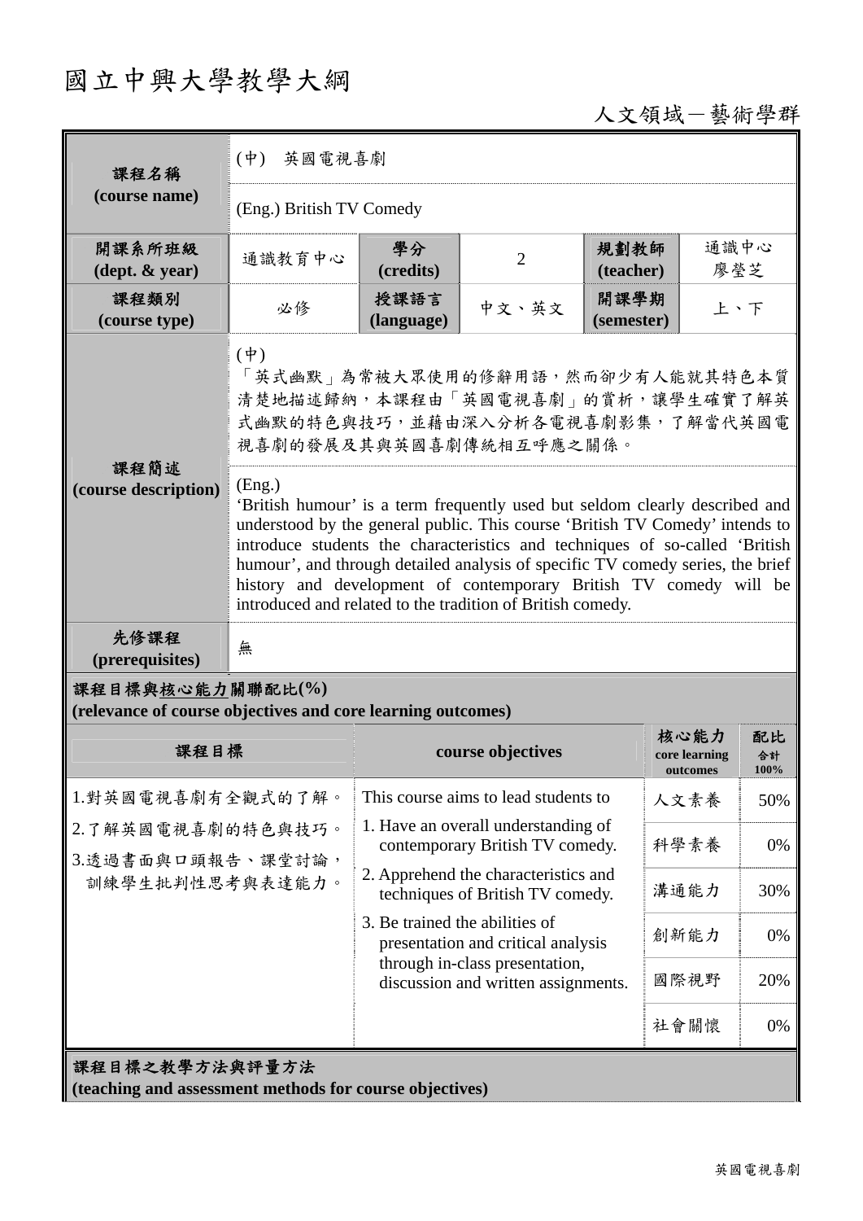# 國立中興大學教學大綱

人文領域－藝術學群

| | | | | | |
|---|---|---|---|---|---|
| **課程名稱 (course name)** | (中) 英國電視喜劇 | | | | |
| | (Eng.) British TV Comedy | | | | |
| **開課系所班級 (dept. & year)** | 通識教育中心 | **學分 (credits)** | 2 | **規劃教師 (teacher)** | 通識中心 廖瑩芝 |
| **課程類別 (course type)** | 必修 | **授課語言 (language)** | 中文、英文 | **開課學期 (semester)** | 上、下 |
| **課程簡述 (course description)** | (中)<br>「英式幽默」為常被大眾使用的修辭用語，然而卻少有人能就其特色本質清楚地描述歸納，本課程由「英國電視喜劇」的賞析，讓學生確實了解英式幽默的特色與技巧，並藉由深入分析各電視喜劇影集，了解當代英國電視喜劇的發展及其與英國喜劇傳統相互呼應之關係。 | | | | |
| | (Eng.)<br>'British humour' is a term frequently used but seldom clearly described and understood by the general public. This course 'British TV Comedy' intends to introduce students the characteristics and techniques of so-called 'British humour', and through detailed analysis of specific TV comedy series, the brief history and development of contemporary British TV comedy will be introduced and related to the tradition of British comedy. | | | | |
| **先修課程 (prerequisites)** | 無 | | | | |

**課程目標與核心能力關聯配比(%)**
**(relevance of course objectives and core learning outcomes)**

| 課程目標 | course objectives | 核心能力 core learning outcomes | 配比 合計 100% |
|---|---|---|---|
| 1.對英國電視喜劇有全觀式的了解。<br>2.了解英國電視喜劇的特色與技巧。<br>3.透過書面與口頭報告、課堂討論，訓練學生批判性思考與表達能力。 | This course aims to lead students to<br>1. Have an overall understanding of contemporary British TV comedy.<br>2. Apprehend the characteristics and techniques of British TV comedy.<br>3. Be trained the abilities of presentation and critical analysis through in-class presentation, discussion and written assignments. | 人文素養 | 50% |
| | | 科學素養 | 0% |
| | | 溝通能力 | 30% |
| | | 創新能力 | 0% |
| | | 國際視野 | 20% |
| | | 社會關懷 | 0% |

**課程目標之教學方法與評量方法**
**(teaching and assessment methods for course objectives)**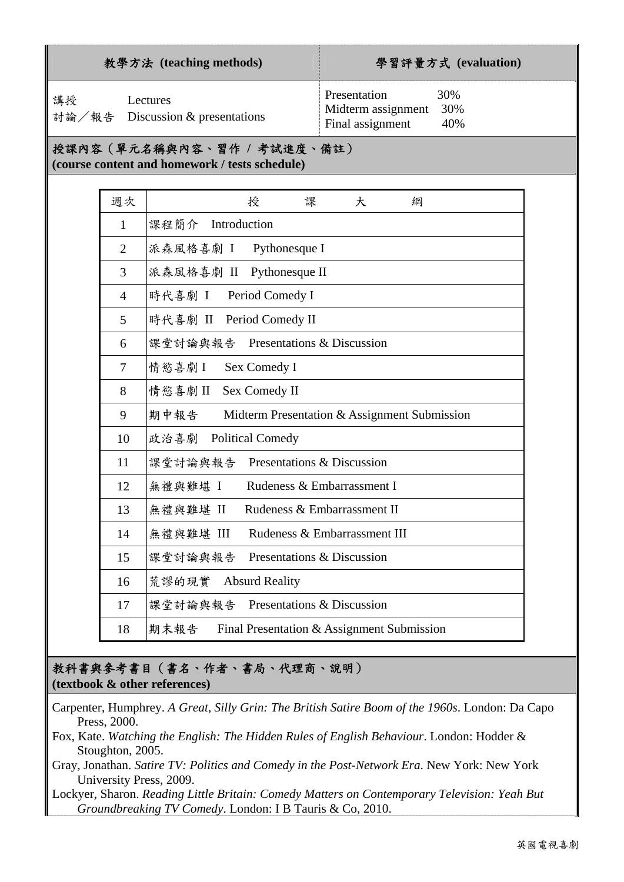| 教學方法 (teaching methods) | 學習評量方式 (evaluation) |
|---|---|
| 講授　Lectures<br>討論／報告　Discussion & presentations | Presentation 30%<br>Midterm assignment 30%<br>Final assignment 40% |

**授課內容（單元名稱與內容、習作 / 考試進度、備註）**
**(course content and homework / tests schedule)**

| 週次 | 授　課　大　綱 |
|---|---|
| 1 | 課程簡介　Introduction |
| 2 | 派森風格喜劇 I　Pythonesque I |
| 3 | 派森風格喜劇 II　Pythonesque II |
| 4 | 時代喜劇 I　Period Comedy I |
| 5 | 時代喜劇 II　Period Comedy II |
| 6 | 課堂討論與報告　Presentations & Discussion |
| 7 | 情慾喜劇 I　Sex Comedy I |
| 8 | 情慾喜劇 II　Sex Comedy II |
| 9 | 期中報告　Midterm Presentation & Assignment Submission |
| 10 | 政治喜劇　Political Comedy |
| 11 | 課堂討論與報告　Presentations & Discussion |
| 12 | 無禮與難堪 I　Rudeness & Embarrassment I |
| 13 | 無禮與難堪 II　Rudeness & Embarrassment II |
| 14 | 無禮與難堪 III　Rudeness & Embarrassment III |
| 15 | 課堂討論與報告　Presentations & Discussion |
| 16 | 荒謬的現實　Absurd Reality |
| 17 | 課堂討論與報告　Presentations & Discussion |
| 18 | 期末報告　Final Presentation & Assignment Submission |

**教科書與參考書目（書名、作者、書局、代理商、說明）**
**(textbook & other references)**

Carpenter, Humphrey. *A Great, Silly Grin: The British Satire Boom of the 1960s*. London: Da Capo Press, 2000.

Fox, Kate. *Watching the English: The Hidden Rules of English Behaviour*. London: Hodder & Stoughton, 2005.

Gray, Jonathan. *Satire TV: Politics and Comedy in the Post-Network Era*. New York: New York University Press, 2009.

Lockyer, Sharon. *Reading Little Britain: Comedy Matters on Contemporary Television: Yeah But Groundbreaking TV Comedy*. London: I B Tauris & Co, 2010.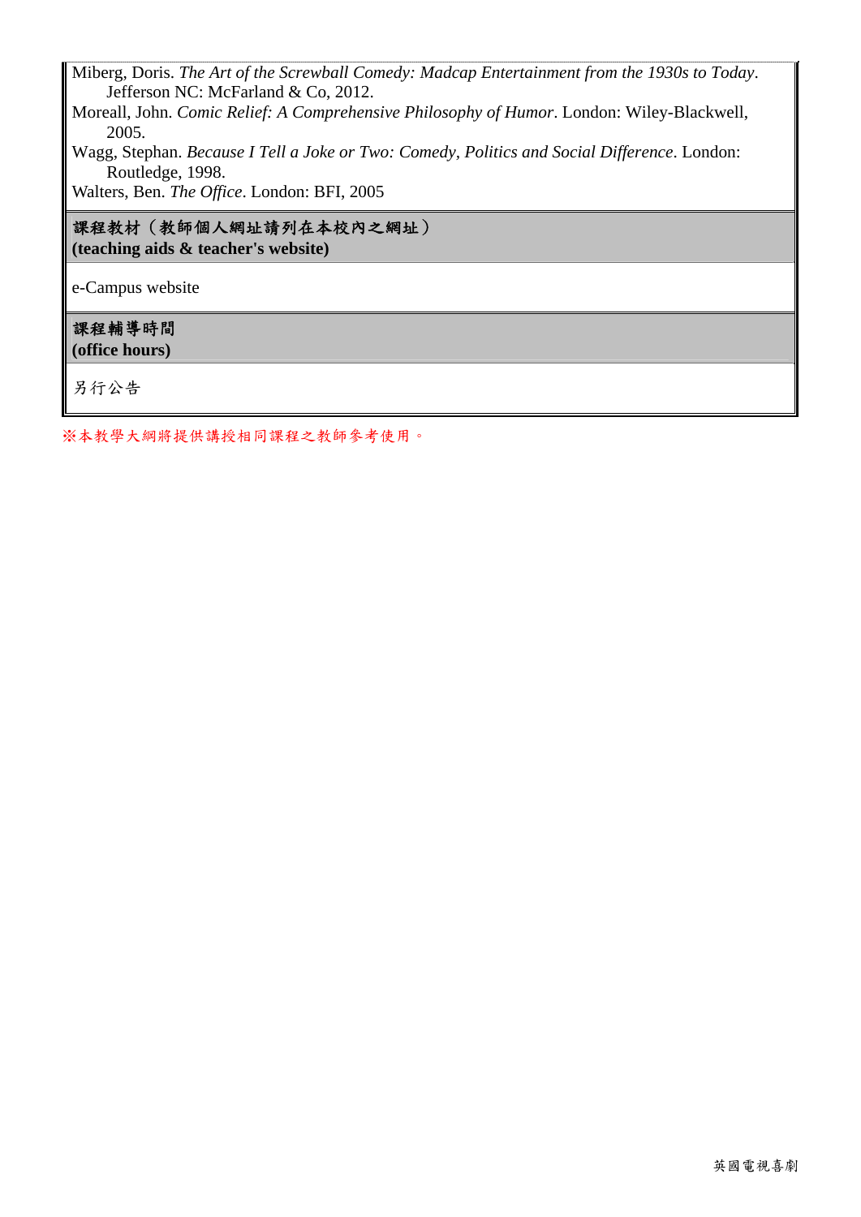Miberg, Doris. *The Art of the Screwball Comedy: Madcap Entertainment from the 1930s to Today*. Jefferson NC: McFarland & Co, 2012.

Moreall, John. *Comic Relief: A Comprehensive Philosophy of Humor*. London: Wiley-Blackwell, 2005.

Wagg, Stephan. *Because I Tell a Joke or Two: Comedy, Politics and Social Difference*. London: Routledge, 1998.

Walters, Ben. *The Office*. London: BFI, 2005

**課程教材（教師個人網址請列在本校內之網址）**
**(teaching aids & teacher's website)**

e-Campus website

**課程輔導時間**
**(office hours)**

另行公告

※本教學大綱將提供講授相同課程之教師參考使用。